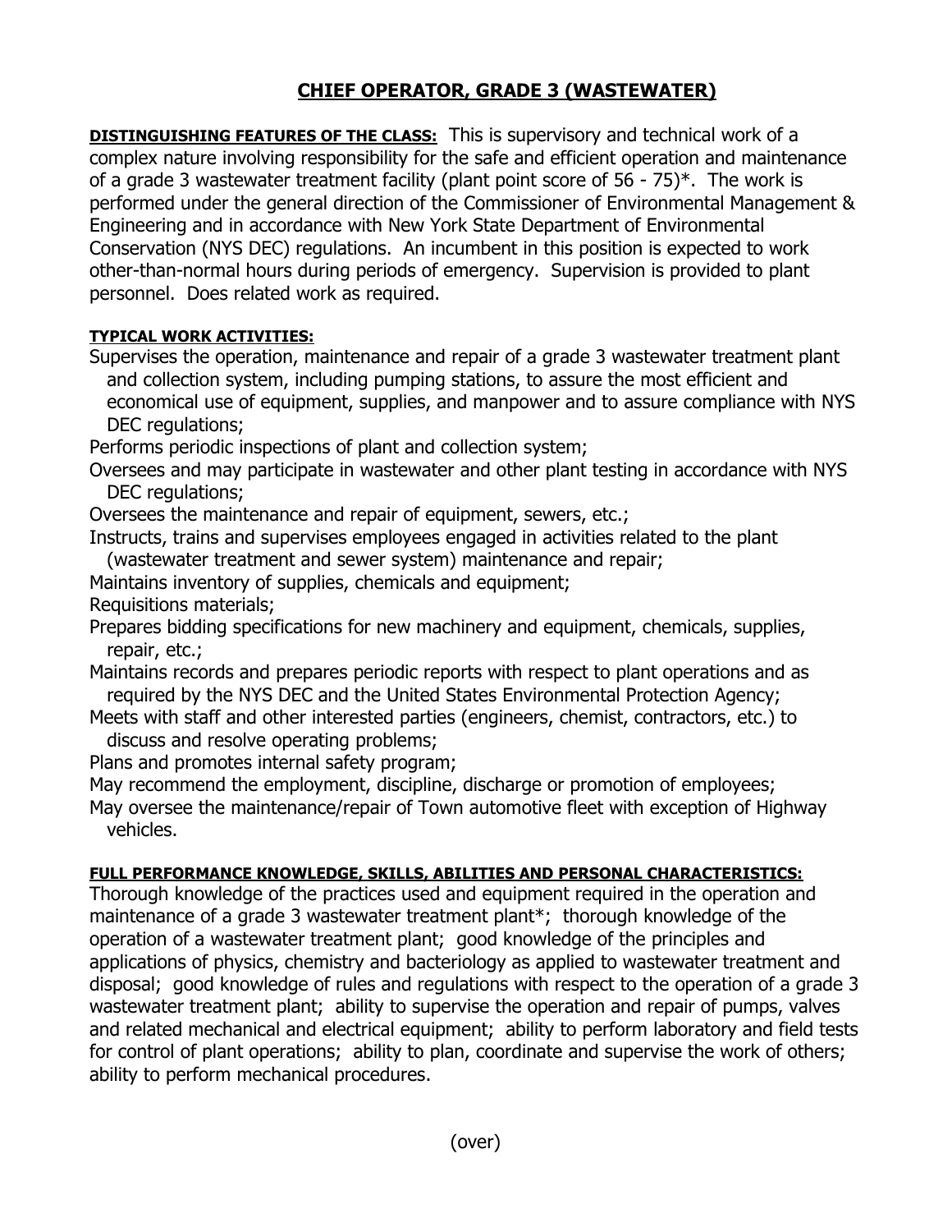# CHIEF OPERATOR, GRADE 3 (WASTEWATER)

**DISTINGUISHING FEATURES OF THE CLASS:** This is supervisory and technical work of a complex nature involving responsibility for the safe and efficient operation and maintenance of a grade 3 wastewater treatment facility (plant point score of 56 - 75)*. The work is performed under the general direction of the Commissioner of Environmental Management & Engineering and in accordance with New York State Department of Environmental Conservation (NYS DEC) regulations. An incumbent in this position is expected to work other-than-normal hours during periods of emergency. Supervision is provided to plant personnel. Does related work as required.

**TYPICAL WORK ACTIVITIES:**

Supervises the operation, maintenance and repair of a grade 3 wastewater treatment plant and collection system, including pumping stations, to assure the most efficient and economical use of equipment, supplies, and manpower and to assure compliance with NYS DEC regulations;

Performs periodic inspections of plant and collection system;

Oversees and may participate in wastewater and other plant testing in accordance with NYS DEC regulations;

Oversees the maintenance and repair of equipment, sewers, etc.;

Instructs, trains and supervises employees engaged in activities related to the plant (wastewater treatment and sewer system) maintenance and repair;

Maintains inventory of supplies, chemicals and equipment;

Requisitions materials;

Prepares bidding specifications for new machinery and equipment, chemicals, supplies, repair, etc.;

Maintains records and prepares periodic reports with respect to plant operations and as required by the NYS DEC and the United States Environmental Protection Agency;

Meets with staff and other interested parties (engineers, chemist, contractors, etc.) to discuss and resolve operating problems;

Plans and promotes internal safety program;

May recommend the employment, discipline, discharge or promotion of employees;

May oversee the maintenance/repair of Town automotive fleet with exception of Highway vehicles.

**FULL PERFORMANCE KNOWLEDGE, SKILLS, ABILITIES AND PERSONAL CHARACTERISTICS:**

Thorough knowledge of the practices used and equipment required in the operation and maintenance of a grade 3 wastewater treatment plant*; thorough knowledge of the operation of a wastewater treatment plant; good knowledge of the principles and applications of physics, chemistry and bacteriology as applied to wastewater treatment and disposal; good knowledge of rules and regulations with respect to the operation of a grade 3 wastewater treatment plant; ability to supervise the operation and repair of pumps, valves and related mechanical and electrical equipment; ability to perform laboratory and field tests for control of plant operations; ability to plan, coordinate and supervise the work of others; ability to perform mechanical procedures.

(over)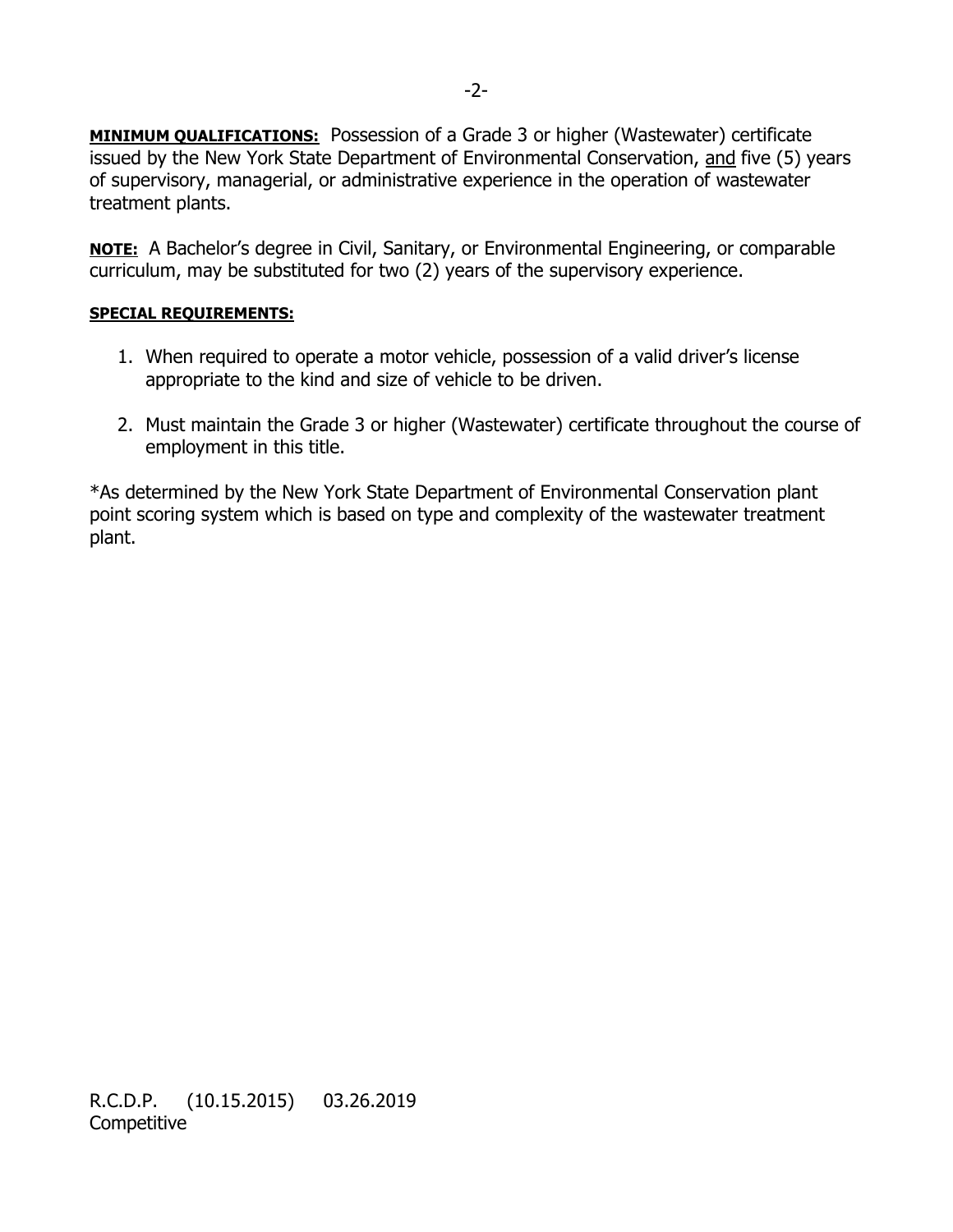**MINIMUM QUALIFICATIONS:** Possession of a Grade 3 or higher (Wastewater) certificate issued by the New York State Department of Environmental Conservation, and five (5) years of supervisory, managerial, or administrative experience in the operation of wastewater treatment plants.

**NOTE:** A Bachelor's degree in Civil, Sanitary, or Environmental Engineering, or comparable curriculum, may be substituted for two (2) years of the supervisory experience.

**SPECIAL REQUIREMENTS:**

1. When required to operate a motor vehicle, possession of a valid driver's license appropriate to the kind and size of vehicle to be driven.
2. Must maintain the Grade 3 or higher (Wastewater) certificate throughout the course of employment in this title.

*As determined by the New York State Department of Environmental Conservation plant point scoring system which is based on type and complexity of the wastewater treatment plant.

R.C.D.P. (10.15.2015) 03.26.2019
Competitive